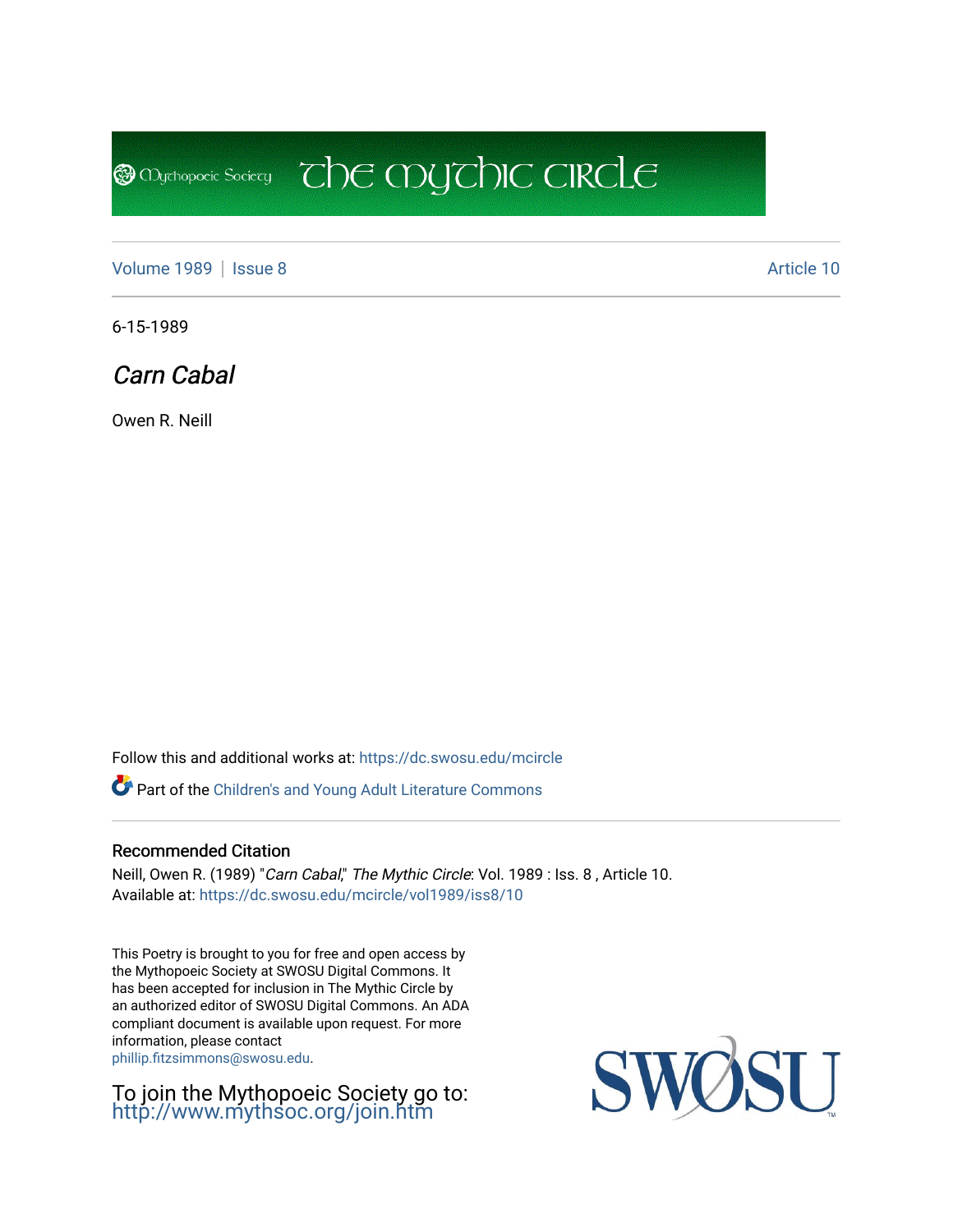Mythopoeic Society — The Mythic Circle

Volume 1989 | Issue 8 — Article 10

6-15-1989

# *Carn Cabal*

Owen R. Neill

Follow this and additional works at: https://dc.swosu.edu/mcircle

Part of the Children's and Young Adult Literature Commons

## Recommended Citation

Neill, Owen R. (1989) "*Carn Cabal*," *The Mythic Circle*: Vol. 1989 : Iss. 8 , Article 10.
Available at: https://dc.swosu.edu/mcircle/vol1989/iss8/10

This Poetry is brought to you for free and open access by the Mythopoeic Society at SWOSU Digital Commons. It has been accepted for inclusion in The Mythic Circle by an authorized editor of SWOSU Digital Commons. An ADA compliant document is available upon request. For more information, please contact phillip.fitzsimmons@swosu.edu.

To join the Mythopoeic Society go to: http://www.mythsoc.org/join.htm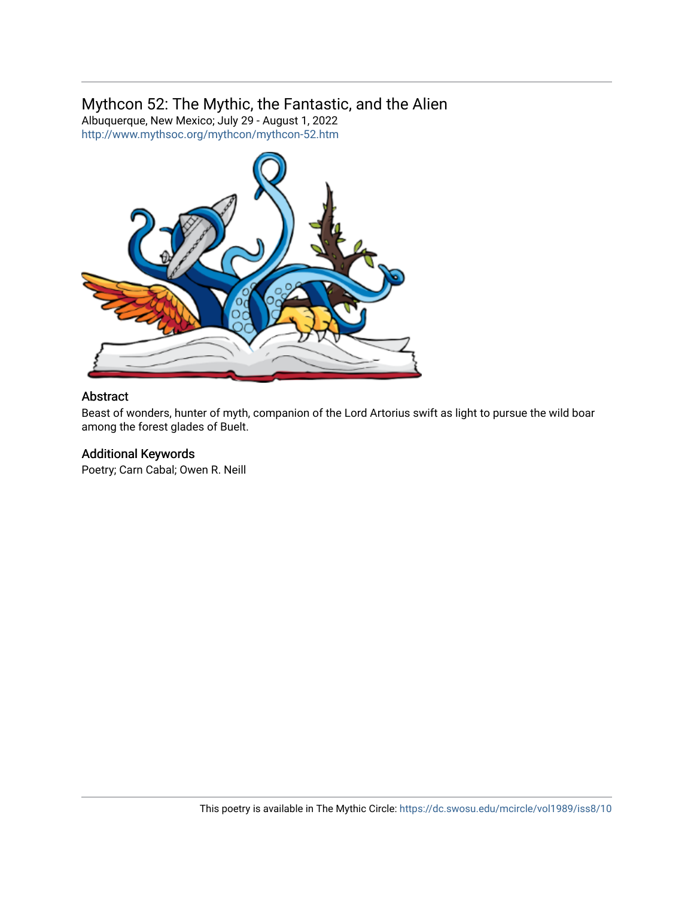Mythcon 52: The Mythic, the Fantastic, and the Alien
Albuquerque, New Mexico; July 29 - August 1, 2022
http://www.mythsoc.org/mythcon/mythcon-52.htm

## Abstract

Beast of wonders, hunter of myth, companion of the Lord Artorius swift as light to pursue the wild boar among the forest glades of Buelt.

## Additional Keywords

Poetry; Carn Cabal; Owen R. Neill

This poetry is available in The Mythic Circle: https://dc.swosu.edu/mcircle/vol1989/iss8/10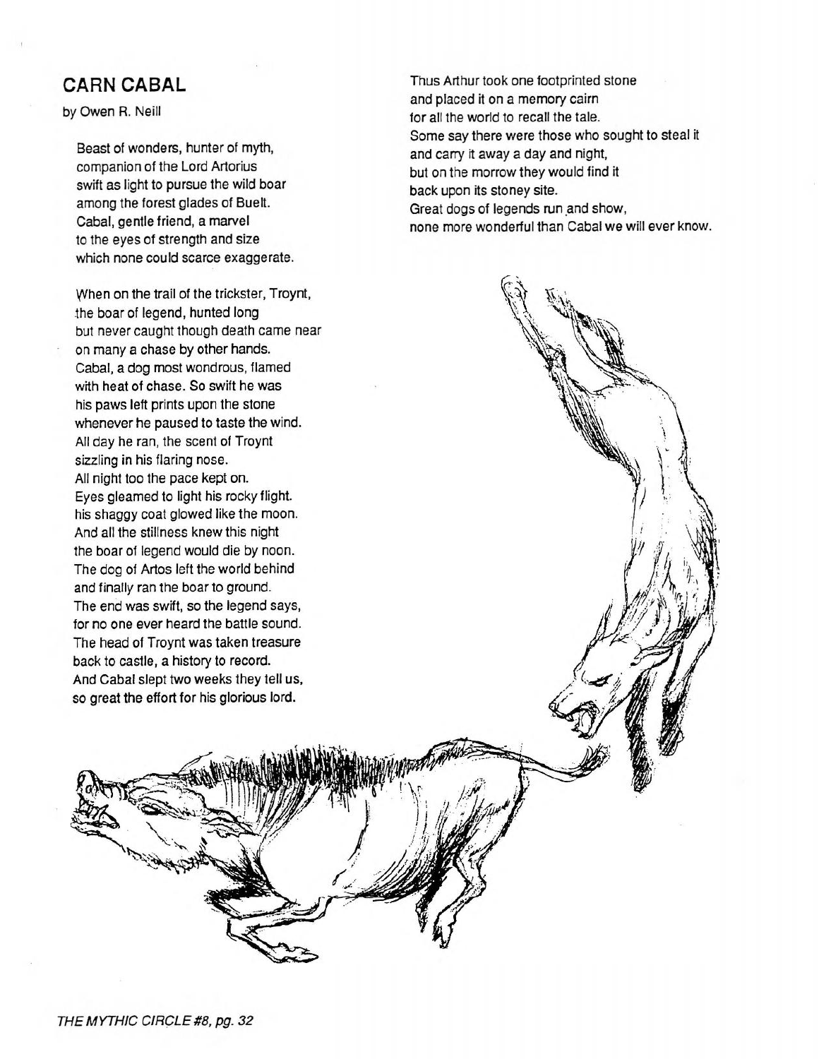## CARN CABAL

by Owen R. Neill

Beast of wonders, hunter of myth,  
companion of the Lord Artorius  
swift as light to pursue the wild boar  
among the forest glades of Buelt.  
Cabal, gentle friend, a marvel  
to the eyes of strength and size  
which none could scarce exaggerate.

When on the trail of the trickster, Troynt,  
the boar of legend, hunted long  
but never caught though death came near  
on many a chase by other hands.  
Cabal, a dog most wondrous, flamed  
with heat of chase. So swift he was  
his paws left prints upon the stone  
whenever he paused to taste the wind.  
All day he ran, the scent of Troynt  
sizzling in his flaring nose.  
All night too the pace kept on.  
Eyes gleamed to light his rocky flight.  
his shaggy coat glowed like the moon.  
And all the stillness knew this night  
the boar of legend would die by noon.  
The dog of Artos left the world behind  
and finally ran the boar to ground.  
The end was swift, so the legend says,  
for no one ever heard the battle sound.  
The head of Troynt was taken treasure  
back to castle, a history to record.  
And Cabal slept two weeks they tell us,  
so great the effort for his glorious lord.

Thus Arthur took one footprinted stone  
and placed it on a memory cairn  
for all the world to recall the tale.  
Some say there were those who sought to steal it  
and carry it away a day and night,  
but on the morrow they would find it  
back upon its stoney site.  
Great dogs of legends run and show,  
none more wonderful than Cabal we will ever know.